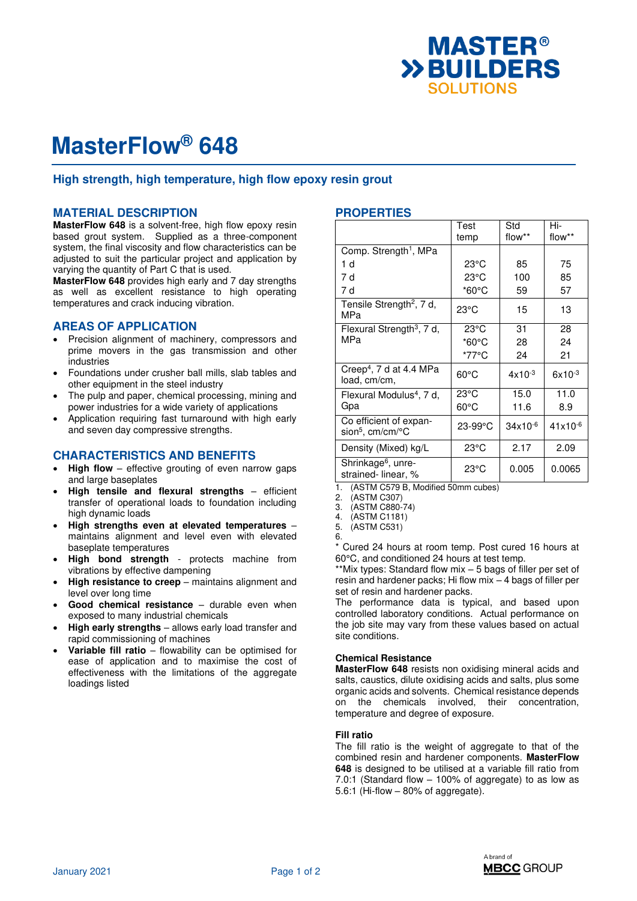# MasterFlow® 648

## High strength, high temperature, high flow epoxy resin grout

## MATERIAL DESCRIPTION

**MasterFlow 648** is a solvent-free, high flow epoxy resin based grout system. Supplied as a three-component system, the final viscosity and flow characteristics can be adjusted to suit the particular project and application by varying the quantity of Part C that is used.

**MasterFlow 648** provides high early and 7 day strengths as well as excellent resistance to high operating temperatures and crack inducing vibration.

## AREAS OF APPLICATION

- Precision alignment of machinery, compressors and prime movers in the gas transmission and other industries
- Foundations under crusher ball mills, slab tables and other equipment in the steel industry
- The pulp and paper, chemical processing, mining and power industries for a wide variety of applications
- Application requiring fast turnaround with high early and seven day compressive strengths.

## CHARACTERISTICS AND BENEFITS

- **High flow** – effective grouting of even narrow gaps and large baseplates
- **High tensile and flexural strengths** – efficient transfer of operational loads to foundation including high dynamic loads
- **High strengths even at elevated temperatures** – maintains alignment and level even with elevated baseplate temperatures
- **High bond strength** - protects machine from vibrations by effective dampening
- **High resistance to creep** – maintains alignment and level over long time
- **Good chemical resistance** – durable even when exposed to many industrial chemicals
- **High early strengths** – allows early load transfer and rapid commissioning of machines
- **Variable fill ratio** – flowability can be optimised for ease of application and to maximise the cost of effectiveness with the limitations of the aggregate loadings listed

## PROPERTIES

| | Test temp | Std flow** | Hi-flow** |
|---|---|---|---|
| Comp. Strength[1], MPa | | | |
| 1 d | 23°C | 85 | 75 |
| 7 d | 23°C | 100 | 85 |
| 7 d | *60°C | 59 | 57 |
| Tensile Strength[2], 7 d, MPa | 23°C | 15 | 13 |
| Flexural Strength[3], 7 d, MPa | 23°C | 31 | 28 |
| | *60°C | 28 | 24 |
| | *77°C | 24 | 21 |
| Creep[4], 7 d at 4.4 MPa load, cm/cm, | 60°C | $4x10^{-3}$ | $6x10^{-3}$ |
| Flexural Modulus[4], 7 d, Gpa | 23°C | 15.0 | 11.0 |
| | 60°C | 11.6 | 8.9 |
| Co efficient of expansion[5], cm/cm/°C | 23-99°C | $34x10^{-6}$ | $41x10^{-6}$ |
| Density (Mixed) kg/L | 23°C | 2.17 | 2.09 |
| Shrinkage[6], unrestrained- linear, % | 23°C | 0.005 | 0.0065 |

1. (ASTM C579 B, Modified 50mm cubes)
2. (ASTM C307)
3. (ASTM C880-74)
4. (ASTM C1181)
5. (ASTM C531)
6. 

\* Cured 24 hours at room temp. Post cured 16 hours at 60°C, and conditioned 24 hours at test temp.

\*\*Mix types: Standard flow mix – 5 bags of filler per set of resin and hardener packs; Hi flow mix – 4 bags of filler per set of resin and hardener packs.

The performance data is typical, and based upon controlled laboratory conditions. Actual performance on the job site may vary from these values based on actual site conditions.

### Chemical Resistance

**MasterFlow 648** resists non oxidising mineral acids and salts, caustics, dilute oxidising acids and salts, plus some organic acids and solvents. Chemical resistance depends on the chemicals involved, their concentration, temperature and degree of exposure.

### Fill ratio

The fill ratio is the weight of aggregate to that of the combined resin and hardener components. **MasterFlow 648** is designed to be utilised at a variable fill ratio from 7.0:1 (Standard flow – 100% of aggregate) to as low as 5.6:1 (Hi-flow – 80% of aggregate).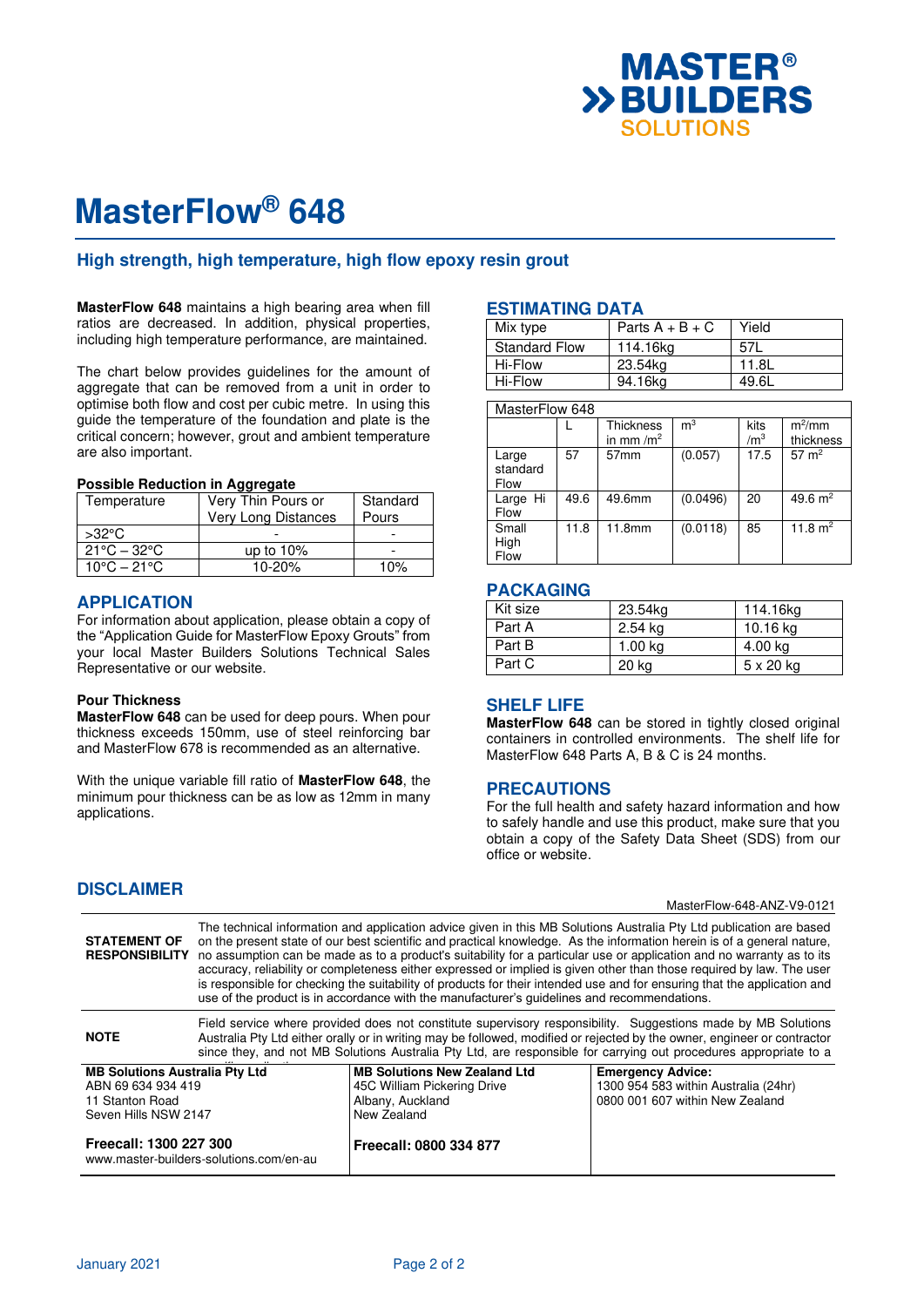# MasterFlow® 648

## High strength, high temperature, high flow epoxy resin grout

**MasterFlow 648** maintains a high bearing area when fill ratios are decreased. In addition, physical properties, including high temperature performance, are maintained.

The chart below provides guidelines for the amount of aggregate that can be removed from a unit in order to optimise both flow and cost per cubic metre. In using this guide the temperature of the foundation and plate is the critical concern; however, grout and ambient temperature are also important.

#### Possible Reduction in Aggregate

| Temperature | Very Thin Pours or Very Long Distances | Standard Pours |
|---|---|---|
| >32°C | - | - |
| 21°C – 32°C | up to 10% | - |
| 10°C – 21°C | 10-20% | 10% |

## APPLICATION

For information about application, please obtain a copy of the “Application Guide for MasterFlow Epoxy Grouts” from your local Master Builders Solutions Technical Sales Representative or our website.

#### Pour Thickness

**MasterFlow 648** can be used for deep pours. When pour thickness exceeds 150mm, use of steel reinforcing bar and MasterFlow 678 is recommended as an alternative.

With the unique variable fill ratio of **MasterFlow 648**, the minimum pour thickness can be as low as 12mm in many applications.

## ESTIMATING DATA

| Mix type | Parts A + B + C | Yield |
|---|---|---|
| Standard Flow | 114.16kg | 57L |
| Hi-Flow | 23.54kg | 11.8L |
| Hi-Flow | 94.16kg | 49.6L |

| MasterFlow 648 | | | | | |
|---|---|---|---|---|---|
| | L | Thickness in mm /$m^2$ | $m^3$ | kits /$m^3$ | $m^2$/mm thickness |
| Large standard Flow | 57 | 57mm | (0.057) | 17.5 | 57 $m^2$ |
| Large Hi Flow | 49.6 | 49.6mm | (0.0496) | 20 | 49.6 $m^2$ |
| Small High Flow | 11.8 | 11.8mm | (0.0118) | 85 | 11.8 $m^2$ |

## PACKAGING

| Kit size | 23.54kg | 114.16kg |
|---|---|---|
| Part A | 2.54 kg | 10.16 kg |
| Part B | 1.00 kg | 4.00 kg |
| Part C | 20 kg | 5 x 20 kg |

## SHELF LIFE

**MasterFlow 648** can be stored in tightly closed original containers in controlled environments. The shelf life for MasterFlow 648 Parts A, B & C is 24 months.

## PRECAUTIONS

For the full health and safety hazard information and how to safely handle and use this product, make sure that you obtain a copy of the Safety Data Sheet (SDS) from our office or website.

## DISCLAIMER

MasterFlow-648-ANZ-V9-0121

**STATEMENT OF RESPONSIBILITY** The technical information and application advice given in this MB Solutions Australia Pty Ltd publication are based on the present state of our best scientific and practical knowledge. As the information herein is of a general nature, no assumption can be made as to a product's suitability for a particular use or application and no warranty as to its accuracy, reliability or completeness either expressed or implied is given other than those required by law. The user is responsible for checking the suitability of products for their intended use and for ensuring that the application and use of the product is in accordance with the manufacturer's guidelines and recommendations.

**NOTE** Field service where provided does not constitute supervisory responsibility. Suggestions made by MB Solutions Australia Pty Ltd either orally or in writing may be followed, modified or rejected by the owner, engineer or contractor since they, and not MB Solutions Australia Pty Ltd, are responsible for carrying out procedures appropriate to a specific application.

**MB Solutions Australia Pty Ltd**
ABN 69 634 934 419
11 Stanton Road
Seven Hills NSW 2147

**Freecall: 1300 227 300**
www.master-builders-solutions.com/en-au

**MB Solutions New Zealand Ltd**
45C William Pickering Drive
Albany, Auckland
New Zealand

**Freecall: 0800 334 877**

**Emergency Advice:**
1300 954 583 within Australia (24hr)
0800 001 607 within New Zealand

January 2021